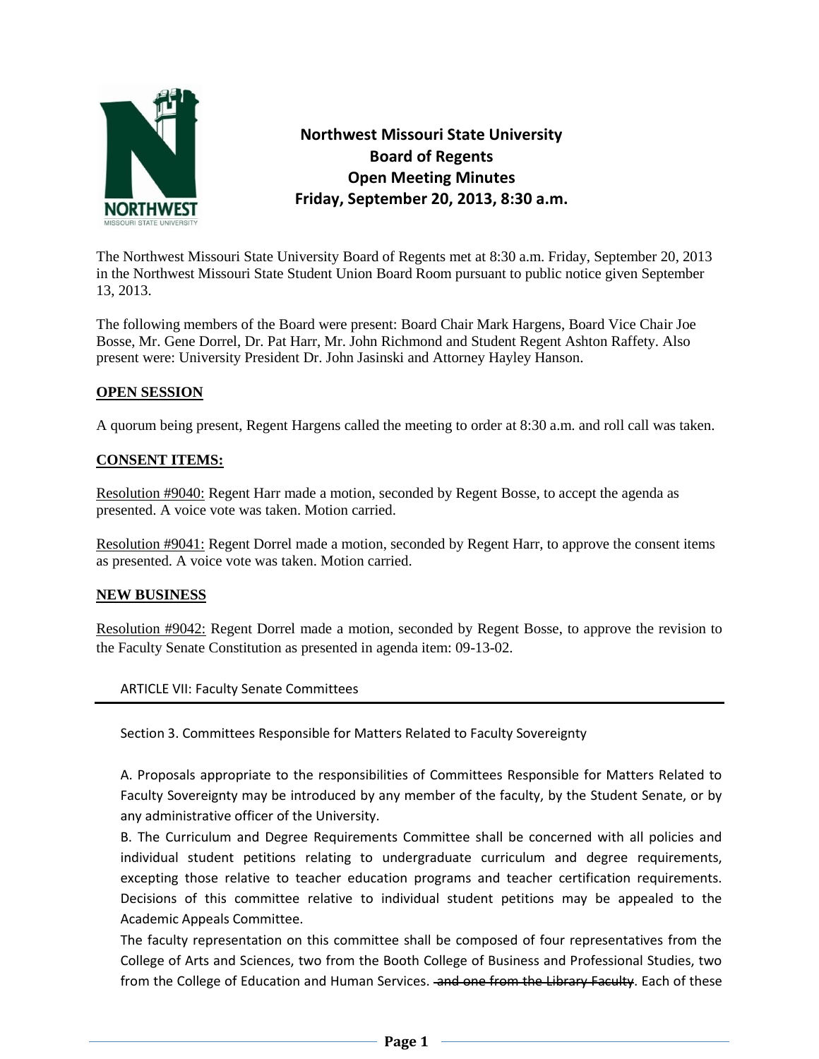# Northwest Missouri State University Board of Regents Open Meeting Minutes Friday, September 20, 2013, 8:30 a.m.

The Northwest Missouri State University Board of Regents met at 8:30 a.m. Friday, September 20, 2013 in the Northwest Missouri State Student Union Board Room pursuant to public notice given September 13, 2013.

The following members of the Board were present: Board Chair Mark Hargens, Board Vice Chair Joe Bosse, Mr. Gene Dorrel, Dr. Pat Harr, Mr. John Richmond and Student Regent Ashton Raffety. Also present were: University President Dr. John Jasinski and Attorney Hayley Hanson.

**OPEN SESSION**

A quorum being present, Regent Hargens called the meeting to order at 8:30 a.m. and roll call was taken.

**CONSENT ITEMS:**

Resolution #9040: Regent Harr made a motion, seconded by Regent Bosse, to accept the agenda as presented. A voice vote was taken. Motion carried.

Resolution #9041: Regent Dorrel made a motion, seconded by Regent Harr, to approve the consent items as presented. A voice vote was taken. Motion carried.

**NEW BUSINESS**

Resolution #9042: Regent Dorrel made a motion, seconded by Regent Bosse, to approve the revision to the Faculty Senate Constitution as presented in agenda item: 09-13-02.

ARTICLE VII: Faculty Senate Committees

Section 3. Committees Responsible for Matters Related to Faculty Sovereignty

A. Proposals appropriate to the responsibilities of Committees Responsible for Matters Related to Faculty Sovereignty may be introduced by any member of the faculty, by the Student Senate, or by any administrative officer of the University.

B. The Curriculum and Degree Requirements Committee shall be concerned with all policies and individual student petitions relating to undergraduate curriculum and degree requirements, excepting those relative to teacher education programs and teacher certification requirements. Decisions of this committee relative to individual student petitions may be appealed to the Academic Appeals Committee.

The faculty representation on this committee shall be composed of four representatives from the College of Arts and Sciences, two from the Booth College of Business and Professional Studies, two from the College of Education and Human Services. ~~and one from the Library Faculty~~. Each of these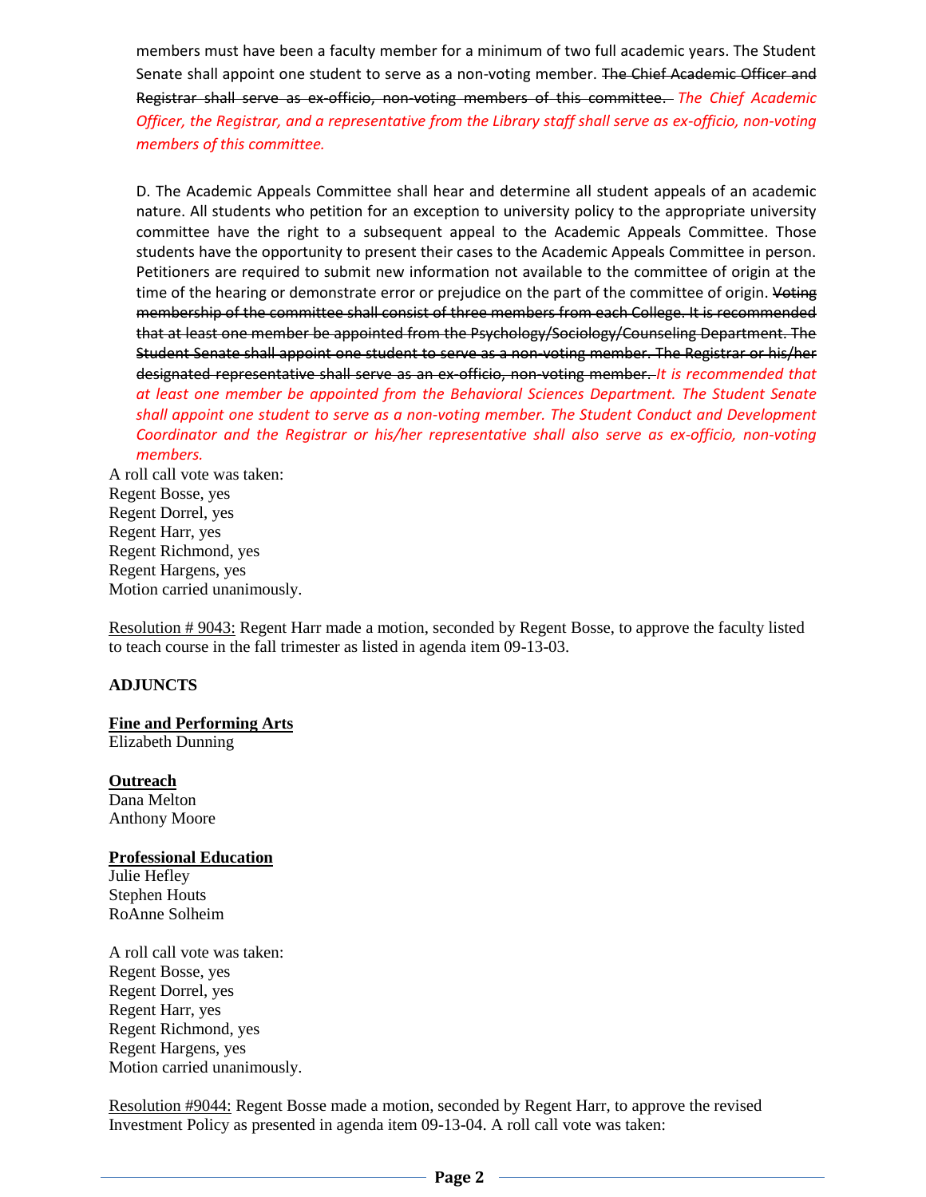members must have been a faculty member for a minimum of two full academic years. The Student Senate shall appoint one student to serve as a non-voting member. ~~The Chief Academic Officer and Registrar shall serve as ex-officio, non-voting members of this committee.~~ *The Chief Academic Officer, the Registrar, and a representative from the Library staff shall serve as ex-officio, non-voting members of this committee.*

D. The Academic Appeals Committee shall hear and determine all student appeals of an academic nature. All students who petition for an exception to university policy to the appropriate university committee have the right to a subsequent appeal to the Academic Appeals Committee. Those students have the opportunity to present their cases to the Academic Appeals Committee in person. Petitioners are required to submit new information not available to the committee of origin at the time of the hearing or demonstrate error or prejudice on the part of the committee of origin. ~~Voting membership of the committee shall consist of three members from each College. It is recommended that at least one member be appointed from the Psychology/Sociology/Counseling Department. The Student Senate shall appoint one student to serve as a non-voting member. The Registrar or his/her designated representative shall serve as an ex-officio, non-voting member.~~ *It is recommended that at least one member be appointed from the Behavioral Sciences Department. The Student Senate shall appoint one student to serve as a non-voting member. The Student Conduct and Development Coordinator and the Registrar or his/her representative shall also serve as ex-officio, non-voting members.*

A roll call vote was taken:
Regent Bosse, yes
Regent Dorrel, yes
Regent Harr, yes
Regent Richmond, yes
Regent Hargens, yes
Motion carried unanimously.

Resolution # 9043: Regent Harr made a motion, seconded by Regent Bosse, to approve the faculty listed to teach course in the fall trimester as listed in agenda item 09-13-03.

**ADJUNCTS**

**Fine and Performing Arts**
Elizabeth Dunning

**Outreach**
Dana Melton
Anthony Moore

**Professional Education**
Julie Hefley
Stephen Houts
RoAnne Solheim

A roll call vote was taken:
Regent Bosse, yes
Regent Dorrel, yes
Regent Harr, yes
Regent Richmond, yes
Regent Hargens, yes
Motion carried unanimously.

Resolution #9044: Regent Bosse made a motion, seconded by Regent Harr, to approve the revised Investment Policy as presented in agenda item 09-13-04. A roll call vote was taken: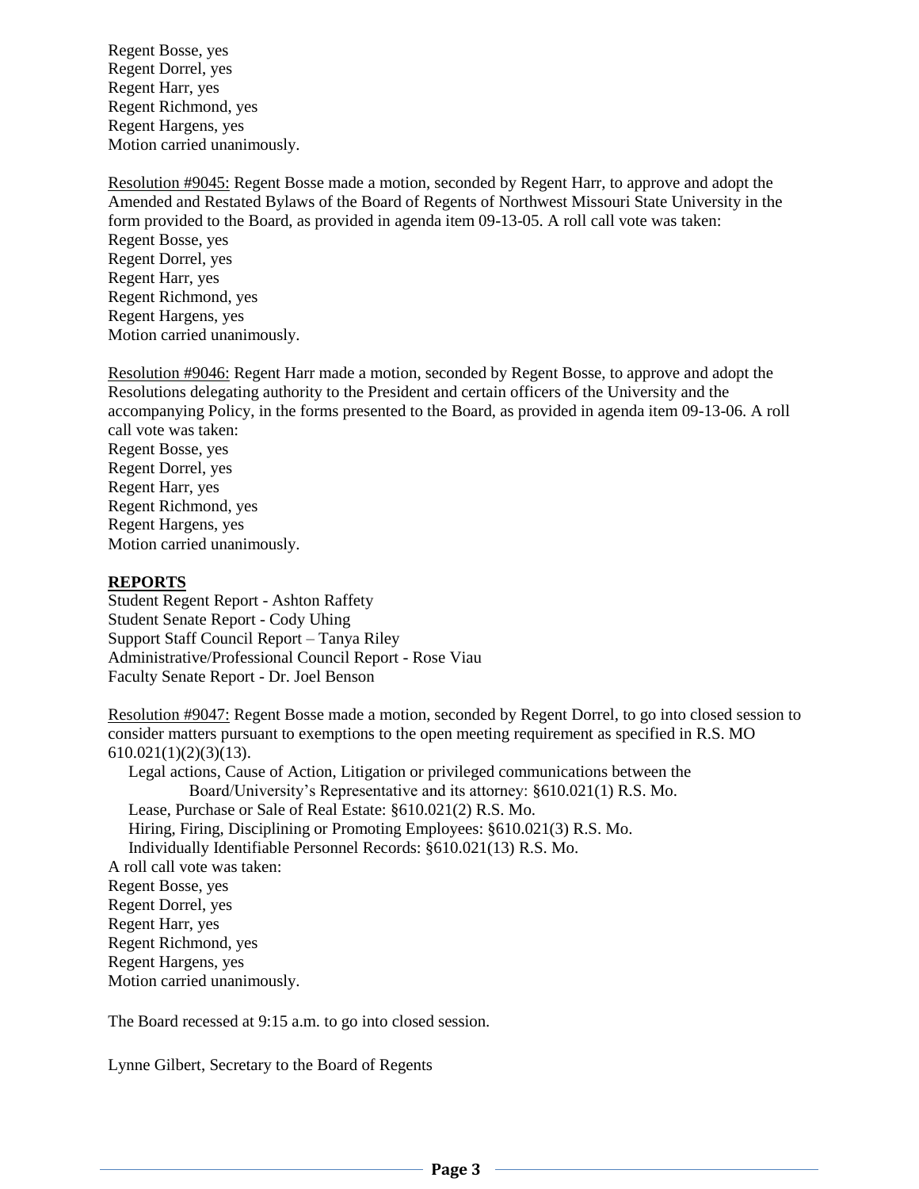Regent Bosse, yes
Regent Dorrel, yes
Regent Harr, yes
Regent Richmond, yes
Regent Hargens, yes
Motion carried unanimously.

Resolution #9045: Regent Bosse made a motion, seconded by Regent Harr, to approve and adopt the Amended and Restated Bylaws of the Board of Regents of Northwest Missouri State University in the form provided to the Board, as provided in agenda item 09-13-05. A roll call vote was taken:
Regent Bosse, yes
Regent Dorrel, yes
Regent Harr, yes
Regent Richmond, yes
Regent Hargens, yes
Motion carried unanimously.

Resolution #9046: Regent Harr made a motion, seconded by Regent Bosse, to approve and adopt the Resolutions delegating authority to the President and certain officers of the University and the accompanying Policy, in the forms presented to the Board, as provided in agenda item 09-13-06. A roll call vote was taken:
Regent Bosse, yes
Regent Dorrel, yes
Regent Harr, yes
Regent Richmond, yes
Regent Hargens, yes
Motion carried unanimously.

**REPORTS**

Student Regent Report - Ashton Raffety
Student Senate Report - Cody Uhing
Support Staff Council Report – Tanya Riley
Administrative/Professional Council Report - Rose Viau
Faculty Senate Report - Dr. Joel Benson

Resolution #9047: Regent Bosse made a motion, seconded by Regent Dorrel, to go into closed session to consider matters pursuant to exemptions to the open meeting requirement as specified in R.S. MO 610.021(1)(2)(3)(13).

Legal actions, Cause of Action, Litigation or privileged communications between the Board/University's Representative and its attorney: §610.021(1) R.S. Mo.
Lease, Purchase or Sale of Real Estate: §610.021(2) R.S. Mo.
Hiring, Firing, Disciplining or Promoting Employees: §610.021(3) R.S. Mo.
Individually Identifiable Personnel Records: §610.021(13) R.S. Mo.

A roll call vote was taken:
Regent Bosse, yes
Regent Dorrel, yes
Regent Harr, yes
Regent Richmond, yes
Regent Hargens, yes
Motion carried unanimously.

The Board recessed at 9:15 a.m. to go into closed session.

Lynne Gilbert, Secretary to the Board of Regents